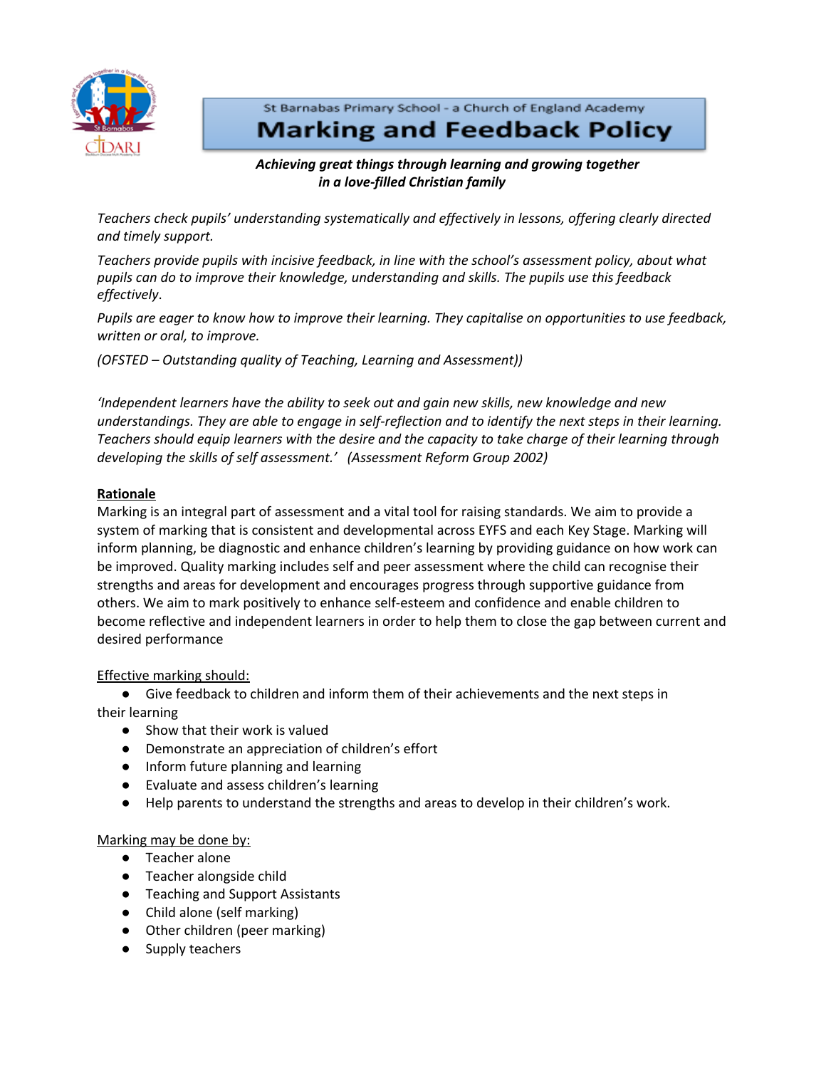St Barnabas Primary School - a Church of England Academy

# Marking and Feedback Policy

***Achieving great things through learning and growing together in a love-filled Christian family***

*Teachers check pupils' understanding systematically and effectively in lessons, offering clearly directed and timely support.*

*Teachers provide pupils with incisive feedback, in line with the school's assessment policy, about what pupils can do to improve their knowledge, understanding and skills. The pupils use this feedback effectively.*

*Pupils are eager to know how to improve their learning. They capitalise on opportunities to use feedback, written or oral, to improve.*

*(OFSTED – Outstanding quality of Teaching, Learning and Assessment))*

*'Independent learners have the ability to seek out and gain new skills, new knowledge and new understandings. They are able to engage in self-reflection and to identify the next steps in their learning. Teachers should equip learners with the desire and the capacity to take charge of their learning through developing the skills of self assessment.' (Assessment Reform Group 2002)*

## Rationale

Marking is an integral part of assessment and a vital tool for raising standards. We aim to provide a system of marking that is consistent and developmental across EYFS and each Key Stage. Marking will inform planning, be diagnostic and enhance children's learning by providing guidance on how work can be improved. Quality marking includes self and peer assessment where the child can recognise their strengths and areas for development and encourages progress through supportive guidance from others. We aim to mark positively to enhance self-esteem and confidence and enable children to become reflective and independent learners in order to help them to close the gap between current and desired performance

Effective marking should:

- Give feedback to children and inform them of their achievements and the next steps in their learning
- Show that their work is valued
- Demonstrate an appreciation of children's effort
- Inform future planning and learning
- Evaluate and assess children's learning
- Help parents to understand the strengths and areas to develop in their children's work.

Marking may be done by:

- Teacher alone
- Teacher alongside child
- Teaching and Support Assistants
- Child alone (self marking)
- Other children (peer marking)
- Supply teachers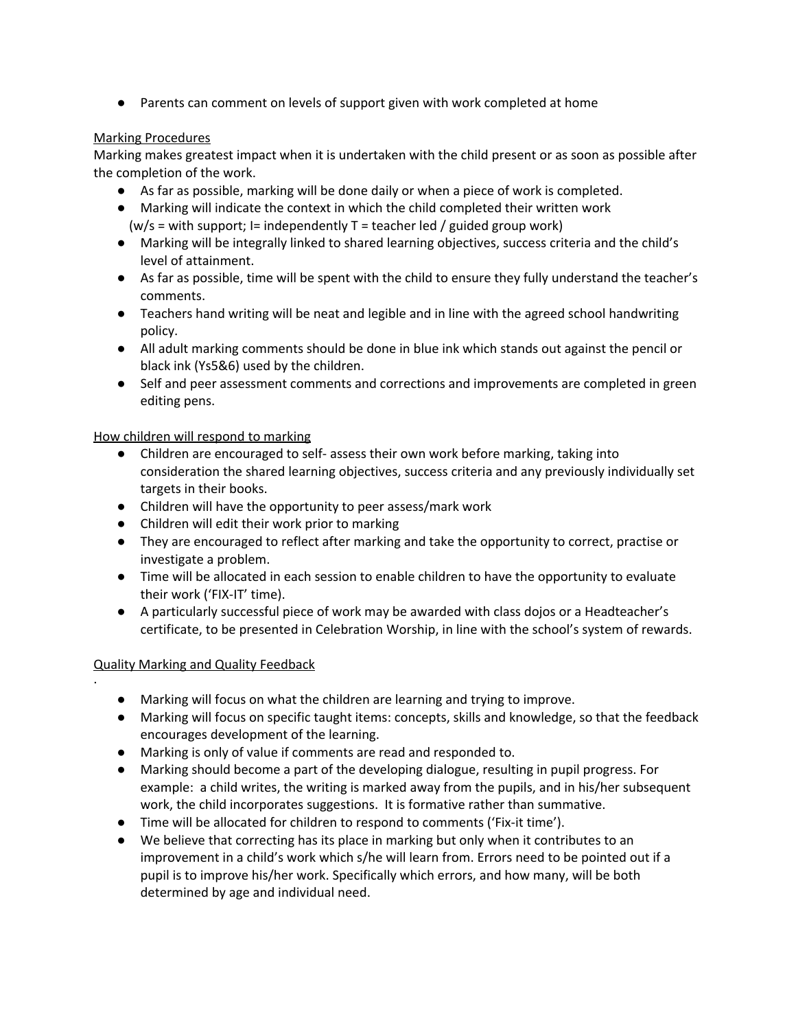- Parents can comment on levels of support given with work completed at home

<u>Marking Procedures</u>

Marking makes greatest impact when it is undertaken with the child present or as soon as possible after the completion of the work.

- As far as possible, marking will be done daily or when a piece of work is completed.
- Marking will indicate the context in which the child completed their written work (w/s = with support; I= independently T = teacher led / guided group work)
- Marking will be integrally linked to shared learning objectives, success criteria and the child's level of attainment.
- As far as possible, time will be spent with the child to ensure they fully understand the teacher's comments.
- Teachers hand writing will be neat and legible and in line with the agreed school handwriting policy.
- All adult marking comments should be done in blue ink which stands out against the pencil or black ink (Ys5&6) used by the children.
- Self and peer assessment comments and corrections and improvements are completed in green editing pens.

<u>How children will respond to marking</u>

- Children are encouraged to self- assess their own work before marking, taking into consideration the shared learning objectives, success criteria and any previously individually set targets in their books.
- Children will have the opportunity to peer assess/mark work
- Children will edit their work prior to marking
- They are encouraged to reflect after marking and take the opportunity to correct, practise or investigate a problem.
- Time will be allocated in each session to enable children to have the opportunity to evaluate their work ('FIX-IT' time).
- A particularly successful piece of work may be awarded with class dojos or a Headteacher's certificate, to be presented in Celebration Worship, in line with the school's system of rewards.

<u>Quality Marking and Quality Feedback</u>

.

- Marking will focus on what the children are learning and trying to improve.
- Marking will focus on specific taught items: concepts, skills and knowledge, so that the feedback encourages development of the learning.
- Marking is only of value if comments are read and responded to.
- Marking should become a part of the developing dialogue, resulting in pupil progress. For example: a child writes, the writing is marked away from the pupils, and in his/her subsequent work, the child incorporates suggestions. It is formative rather than summative.
- Time will be allocated for children to respond to comments ('Fix-it time').
- We believe that correcting has its place in marking but only when it contributes to an improvement in a child's work which s/he will learn from. Errors need to be pointed out if a pupil is to improve his/her work. Specifically which errors, and how many, will be both determined by age and individual need.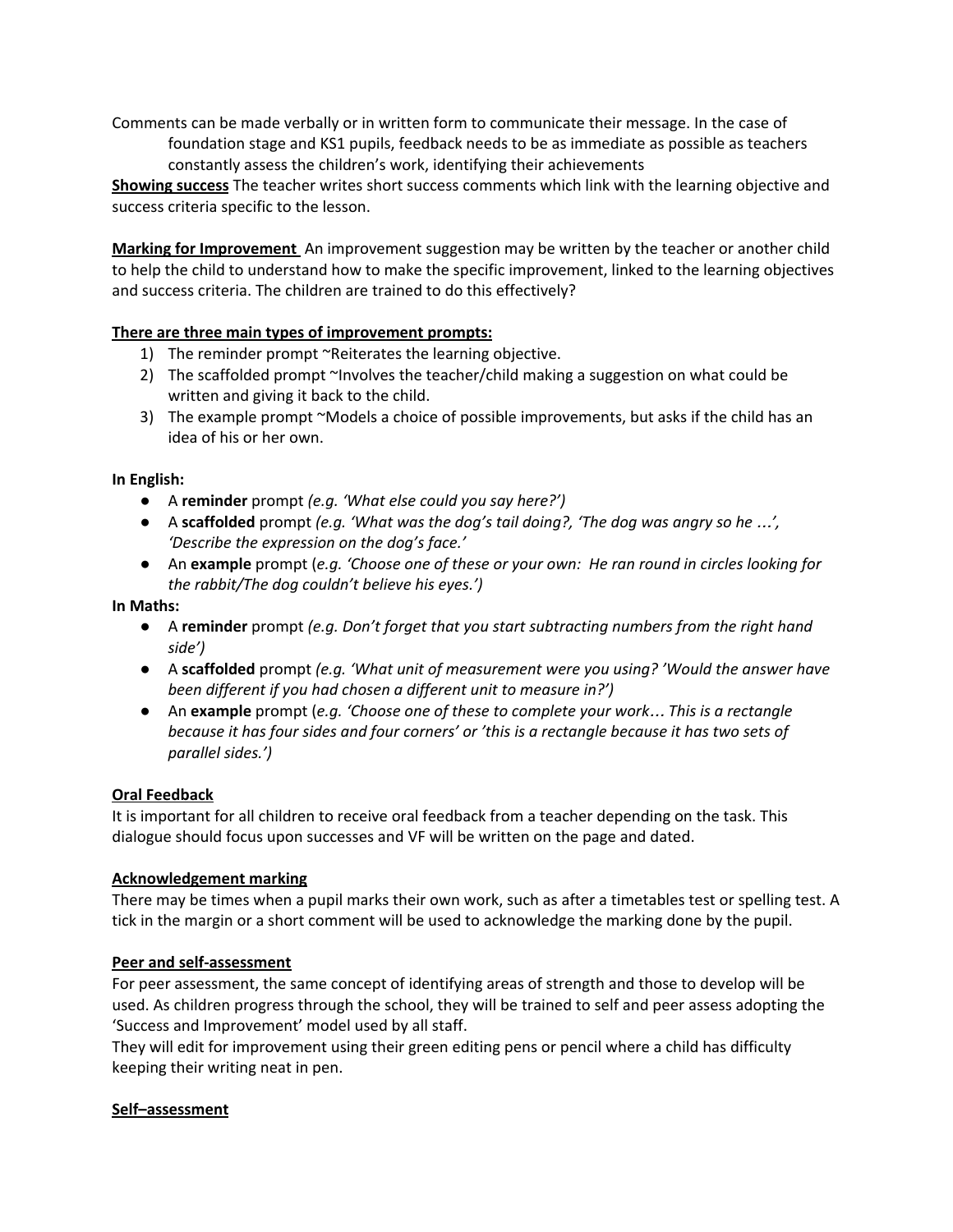Comments can be made verbally or in written form to communicate their message. In the case of foundation stage and KS1 pupils, feedback needs to be as immediate as possible as teachers constantly assess the children's work, identifying their achievements

**Showing success** The teacher writes short success comments which link with the learning objective and success criteria specific to the lesson.

**Marking for Improvement** An improvement suggestion may be written by the teacher or another child to help the child to understand how to make the specific improvement, linked to the learning objectives and success criteria. The children are trained to do this effectively?

**There are three main types of improvement prompts:**

1) The reminder prompt ~Reiterates the learning objective.
2) The scaffolded prompt ~Involves the teacher/child making a suggestion on what could be written and giving it back to the child.
3) The example prompt ~Models a choice of possible improvements, but asks if the child has an idea of his or her own.

**In English:**

- A **reminder** prompt *(e.g. 'What else could you say here?')*
- A **scaffolded** prompt *(e.g. 'What was the dog's tail doing?, 'The dog was angry so he …', 'Describe the expression on the dog's face.'*
- An **example** prompt (*e.g. 'Choose one of these or your own: He ran round in circles looking for the rabbit/The dog couldn't believe his eyes.')*

**In Maths:**

- A **reminder** prompt *(e.g. Don't forget that you start subtracting numbers from the right hand side')*
- A **scaffolded** prompt *(e.g. 'What unit of measurement were you using? 'Would the answer have been different if you had chosen a different unit to measure in?')*
- An **example** prompt (*e.g. 'Choose one of these to complete your work… This is a rectangle because it has four sides and four corners' or 'this is a rectangle because it has two sets of parallel sides.')*

**Oral Feedback**

It is important for all children to receive oral feedback from a teacher depending on the task. This dialogue should focus upon successes and VF will be written on the page and dated.

**Acknowledgement marking**

There may be times when a pupil marks their own work, such as after a timetables test or spelling test. A tick in the margin or a short comment will be used to acknowledge the marking done by the pupil.

**Peer and self-assessment**

For peer assessment, the same concept of identifying areas of strength and those to develop will be used. As children progress through the school, they will be trained to self and peer assess adopting the 'Success and Improvement' model used by all staff.

They will edit for improvement using their green editing pens or pencil where a child has difficulty keeping their writing neat in pen.

**Self–assessment**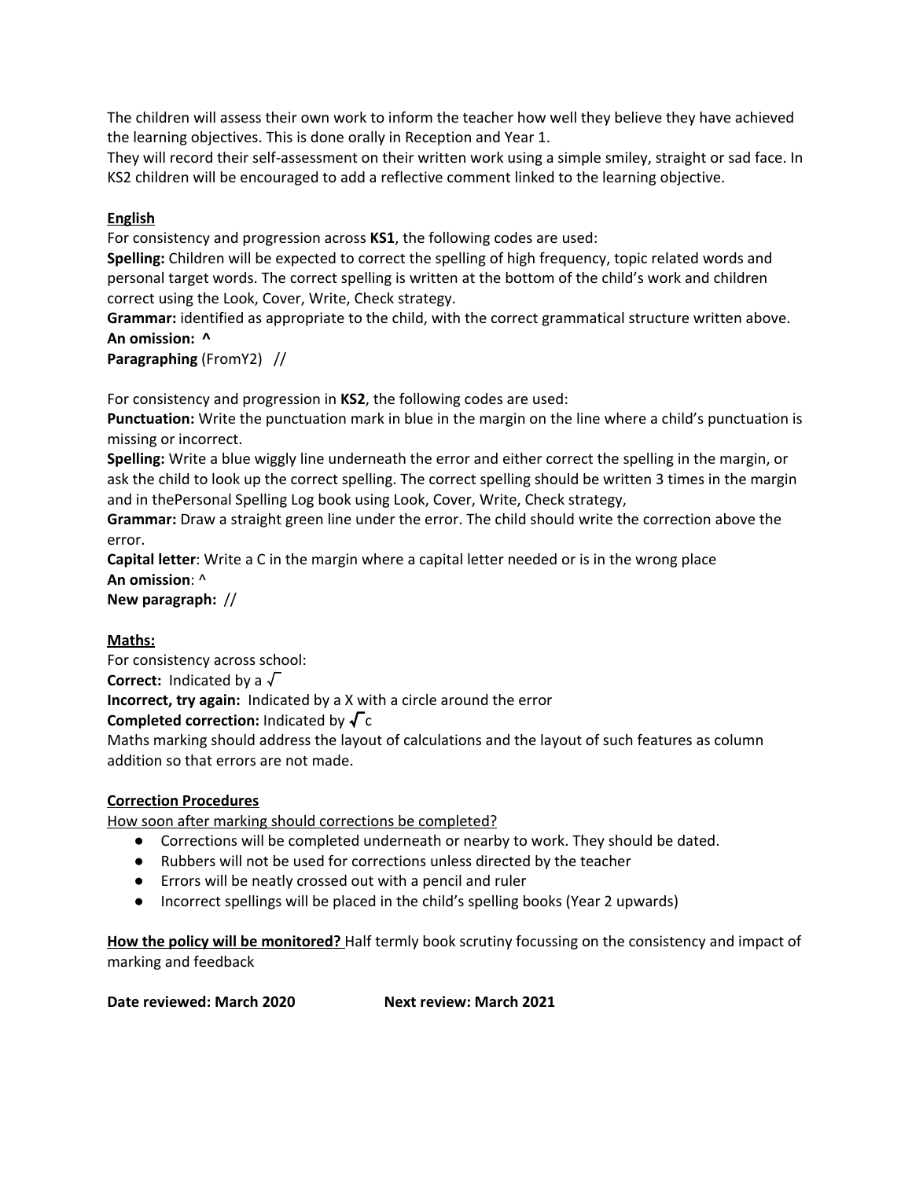The children will assess their own work to inform the teacher how well they believe they have achieved the learning objectives. This is done orally in Reception and Year 1.
They will record their self-assessment on their written work using a simple smiley, straight or sad face. In KS2 children will be encouraged to add a reflective comment linked to the learning objective.

**English**

For consistency and progression across **KS1**, the following codes are used:
**Spelling:** Children will be expected to correct the spelling of high frequency, topic related words and personal target words. The correct spelling is written at the bottom of the child's work and children correct using the Look, Cover, Write, Check strategy.
**Grammar:** identified as appropriate to the child, with the correct grammatical structure written above.
**An omission: ^**
**Paragraphing** (FromY2) //

For consistency and progression in **KS2**, the following codes are used:
**Punctuation:** Write the punctuation mark in blue in the margin on the line where a child's punctuation is missing or incorrect.
**Spelling:** Write a blue wiggly line underneath the error and either correct the spelling in the margin, or ask the child to look up the correct spelling. The correct spelling should be written 3 times in the margin and in thePersonal Spelling Log book using Look, Cover, Write, Check strategy,
**Grammar:** Draw a straight green line under the error. The child should write the correction above the error.
**Capital letter**: Write a C in the margin where a capital letter needed or is in the wrong place
**An omission**: ^
**New paragraph:** //

**Maths:**

For consistency across school:
**Correct:** Indicated by a √
**Incorrect, try again:** Indicated by a X with a circle around the error
**Completed correction:** Indicated by √c
Maths marking should address the layout of calculations and the layout of such features as column addition so that errors are not made.

**Correction Procedures**

How soon after marking should corrections be completed?

- Corrections will be completed underneath or nearby to work. They should be dated.
- Rubbers will not be used for corrections unless directed by the teacher
- Errors will be neatly crossed out with a pencil and ruler
- Incorrect spellings will be placed in the child's spelling books (Year 2 upwards)

**How the policy will be monitored?** Half termly book scrutiny focussing on the consistency and impact of marking and feedback

**Date reviewed: March 2020** **Next review: March 2021**